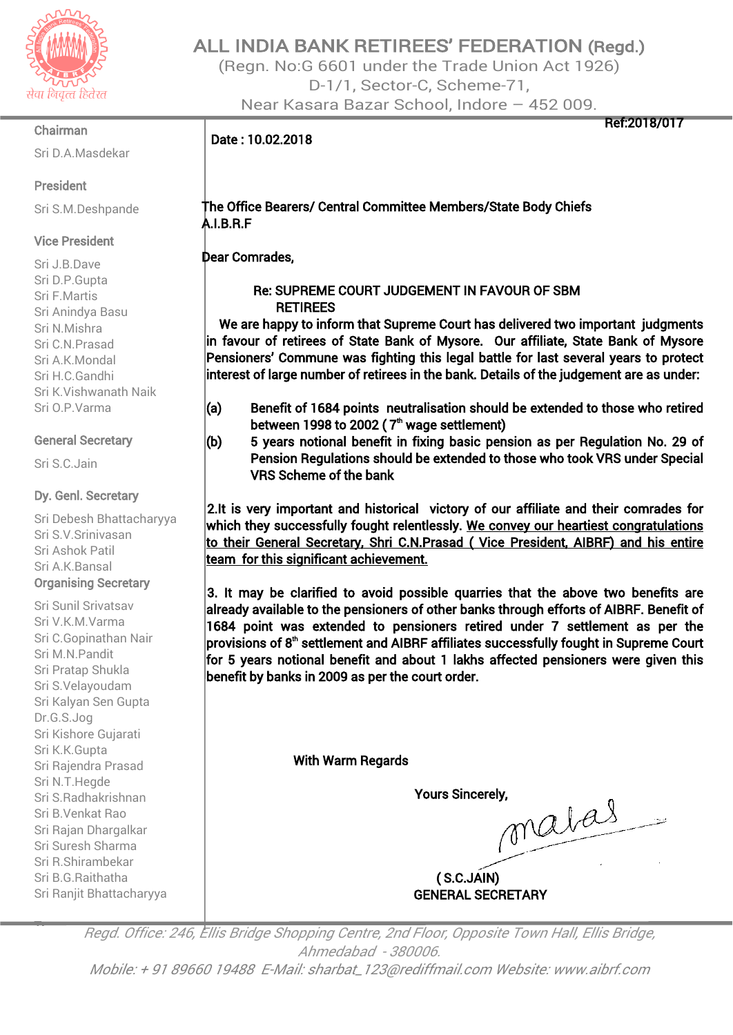# ALL INDIA BANK RETIREES' FEDERATION (Regd.)

(Regn. No:G 6601 under the Trade Union Act 1926)
D-1/1, Sector-C, Scheme-71,
Near Kasara Bazar School, Indore – 452 009.

सेवा निवृत्त हितरत

**Chairman**
Sri D.A.Masdekar

**President**
Sri S.M.Deshpande

**Vice President**
Sri J.B.Dave
Sri D.P.Gupta
Sri F.Martis
Sri Anindya Basu
Sri N.Mishra
Sri C.N.Prasad
Sri A.K.Mondal
Sri H.C.Gandhi
Sri K.Vishwanath Naik
Sri O.P.Varma

**General Secretary**
Sri S.C.Jain

**Dy. Genl. Secretary**
Sri Debesh Bhattacharyya
Sri S.V.Srinivasan
Sri Ashok Patil
Sri A.K.Bansal

**Organising Secretary**
Sri Sunil Srivatsav
Sri V.K.M.Varma
Sri C.Gopinathan Nair
Sri M.N.Pandit
Sri Pratap Shukla
Sri S.Velayoudam
Sri Kalyan Sen Gupta
Dr.G.S.Jog
Sri Kishore Gujarati
Sri K.K.Gupta
Sri Rajendra Prasad
Sri N.T.Hegde
Sri S.Radhakrishnan
Sri B.Venkat Rao
Sri Rajan Dhargalkar
Sri Suresh Sharma
Sri R.Shirambekar
Sri B.G.Raithatha
Sri Ranjit Bhattacharyya

Ref:2018/017

Date : 10.02.2018

The Office Bearers/ Central Committee Members/State Body Chiefs
A.I.B.R.F

Dear Comrades,

**Re: SUPREME COURT JUDGEMENT IN FAVOUR OF SBM RETIREES**

We are happy to inform that Supreme Court has delivered two important judgments in favour of retirees of State Bank of Mysore. Our affiliate, State Bank of Mysore Pensioners' Commune was fighting this legal battle for last several years to protect interest of large number of retirees in the bank. Details of the judgement are as under:

(a) Benefit of 1684 points neutralisation should be extended to those who retired between 1998 to 2002 ( 7th wage settlement)

(b) 5 years notional benefit in fixing basic pension as per Regulation No. 29 of Pension Regulations should be extended to those who took VRS under Special VRS Scheme of the bank

2.It is very important and historical victory of our affiliate and their comrades for which they successfully fought relentlessly. <u>We convey our heartiest congratulations to their General Secretary, Shri C.N.Prasad ( Vice President, AIBRF) and his entire team for this significant achievement.</u>

3. It may be clarified to avoid possible quarries that the above two benefits are already available to the pensioners of other banks through efforts of AIBRF. Benefit of 1684 point was extended to pensioners retired under 7 settlement as per the provisions of 8th settlement and AIBRF affiliates successfully fought in Supreme Court for 5 years notional benefit and about 1 lakhs affected pensioners were given this benefit by banks in 2009 as per the court order.

With Warm Regards

Yours Sincerely,

( S.C.JAIN)
GENERAL SECRETARY

*Regd. Office: 246, Ellis Bridge Shopping Centre, 2nd Floor, Opposite Town Hall, Ellis Bridge, Ahmedabad - 380006.*
*Mobile: + 91 89660 19488 E-Mail: sharbat_123@rediffmail.com Website: www.aibrf.com*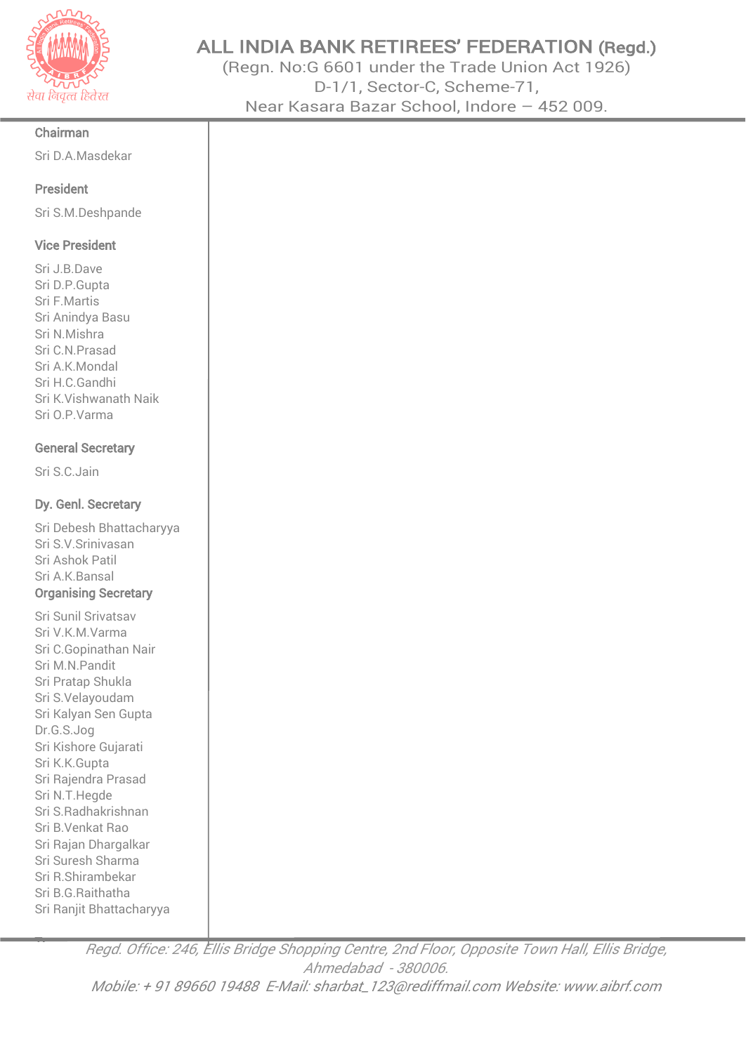# ALL INDIA BANK RETIREES' FEDERATION (Regd.)

(Regn. No:G 6601 under the Trade Union Act 1926)
D-1/1, Sector-C, Scheme-71,
Near Kasara Bazar School, Indore – 452 009.

सेवा निवृत्त हितरत

**Chairman**

Sri D.A.Masdekar

**President**

Sri S.M.Deshpande

**Vice President**

Sri J.B.Dave
Sri D.P.Gupta
Sri F.Martis
Sri Anindya Basu
Sri N.Mishra
Sri C.N.Prasad
Sri A.K.Mondal
Sri H.C.Gandhi
Sri K.Vishwanath Naik
Sri O.P.Varma

**General Secretary**

Sri S.C.Jain

**Dy. Genl. Secretary**

Sri Debesh Bhattacharyya
Sri S.V.Srinivasan
Sri Ashok Patil
Sri A.K.Bansal

**Organising Secretary**

Sri Sunil Srivatsav
Sri V.K.M.Varma
Sri C.Gopinathan Nair
Sri M.N.Pandit
Sri Pratap Shukla
Sri S.Velayoudam
Sri Kalyan Sen Gupta
Dr.G.S.Jog
Sri Kishore Gujarati
Sri K.K.Gupta
Sri Rajendra Prasad
Sri N.T.Hegde
Sri S.Radhakrishnan
Sri B.Venkat Rao
Sri Rajan Dhargalkar
Sri Suresh Sharma
Sri R.Shirambekar
Sri B.G.Raithatha
Sri Ranjit Bhattacharyya

*Regd. Office: 246, Ellis Bridge Shopping Centre, 2nd Floor, Opposite Town Hall, Ellis Bridge, Ahmedabad - 380006.*
*Mobile: + 91 89660 19488 E-Mail: sharbat_123@rediffmail.com Website: www.aibrf.com*